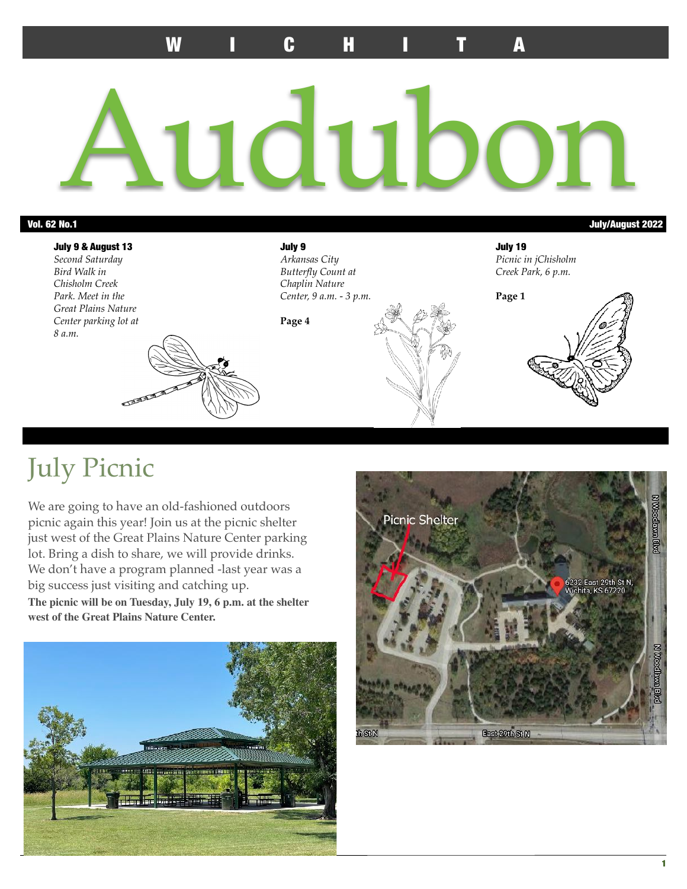# WICHITA

# Audubon

**Vol. 62 No.1** **July/August 2022**

**July 9 & August 13**
*Second Saturday Bird Walk in Chisholm Creek Park. Meet in the Great Plains Nature Center parking lot at 8 a.m.*

**July 9**
*Arkansas City Butterfly Count at Chaplin Nature Center, 9 a.m. - 3 p.m.*

**Page 4**

**July 19**
*Picnic in jChisholm Creek Park, 6 p.m.*

**Page 1**

## July Picnic

We are going to have an old-fashioned outdoors picnic again this year! Join us at the picnic shelter just west of the Great Plains Nature Center parking lot. Bring a dish to share, we will provide drinks. We don't have a program planned -last year was a big success just visiting and catching up.

**The picnic will be on Tuesday, July 19, 6 p.m. at the shelter west of the Great Plains Nature Center.**

Picnic Shelter

6232 East 29th St N, Wichita, KS 67220

N Woodlawn Blvd

East 29th St N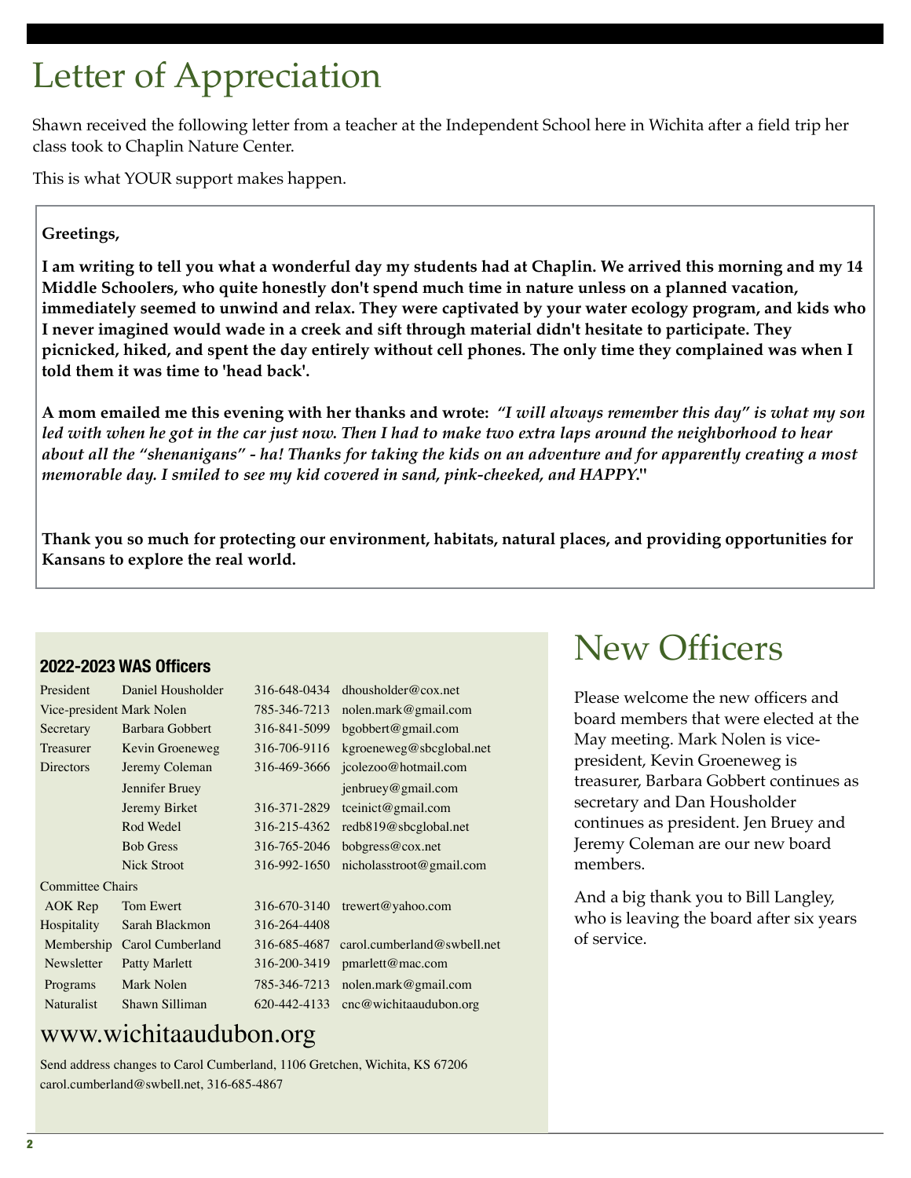# Letter of Appreciation

Shawn received the following letter from a teacher at the Independent School here in Wichita after a field trip her class took to Chaplin Nature Center.

This is what YOUR support makes happen.

> **Greetings,**
>
> **I am writing to tell you what a wonderful day my students had at Chaplin. We arrived this morning and my 14 Middle Schoolers, who quite honestly don't spend much time in nature unless on a planned vacation, immediately seemed to unwind and relax. They were captivated by your water ecology program, and kids who I never imagined would wade in a creek and sift through material didn't hesitate to participate. They picnicked, hiked, and spent the day entirely without cell phones. The only time they complained was when I told them it was time to 'head back'.**
>
> **A mom emailed me this evening with her thanks and wrote:** ***"I will always remember this day" is what my son led with when he got in the car just now. Then I had to make two extra laps around the neighborhood to hear about all the "shenanigans" - ha! Thanks for taking the kids on an adventure and for apparently creating a most memorable day. I smiled to see my kid covered in sand, pink-cheeked, and HAPPY.*****"**
>
> **Thank you so much for protecting our environment, habitats, natural places, and providing opportunities for Kansans to explore the real world.**

## 2022-2023 WAS Officers

| Position | Name | Phone | Email |
|---|---|---|---|
| President | Daniel Housholder | 316-648-0434 | dhousholder@cox.net |
| Vice-president | Mark Nolen | 785-346-7213 | nolen.mark@gmail.com |
| Secretary | Barbara Gobbert | 316-841-5099 | bgobbert@gmail.com |
| Treasurer | Kevin Groeneweg | 316-706-9116 | kgroeneweg@sbcglobal.net |
| Directors | Jeremy Coleman | 316-469-3666 | jcolezoo@hotmail.com |
| | Jennifer Bruey | | jenbruey@gmail.com |
| | Jeremy Birket | 316-371-2829 | tceinict@gmail.com |
| | Rod Wedel | 316-215-4362 | redb819@sbcglobal.net |
| | Bob Gress | 316-765-2046 | bobgress@cox.net |
| | Nick Stroot | 316-992-1650 | nicholasstroot@gmail.com |
| Committee Chairs | | | |
| AOK Rep | Tom Ewert | 316-670-3140 | trewert@yahoo.com |
| Hospitality | Sarah Blackmon | 316-264-4408 | |
| Membership | Carol Cumberland | 316-685-4687 | carol.cumberland@swbell.net |
| Newsletter | Patty Marlett | 316-200-3419 | pmarlett@mac.com |
| Programs | Mark Nolen | 785-346-7213 | nolen.mark@gmail.com |
| Naturalist | Shawn Silliman | 620-442-4133 | cnc@wichitaaudubon.org |

www.wichitaaudubon.org

Send address changes to Carol Cumberland, 1106 Gretchen, Wichita, KS 67206
carol.cumberland@swbell.net, 316-685-4867

# New Officers

Please welcome the new officers and board members that were elected at the May meeting. Mark Nolen is vice-president, Kevin Groeneweg is treasurer, Barbara Gobbert continues as secretary and Dan Housholder continues as president. Jen Bruey and Jeremy Coleman are our new board members.

And a big thank you to Bill Langley, who is leaving the board after six years of service.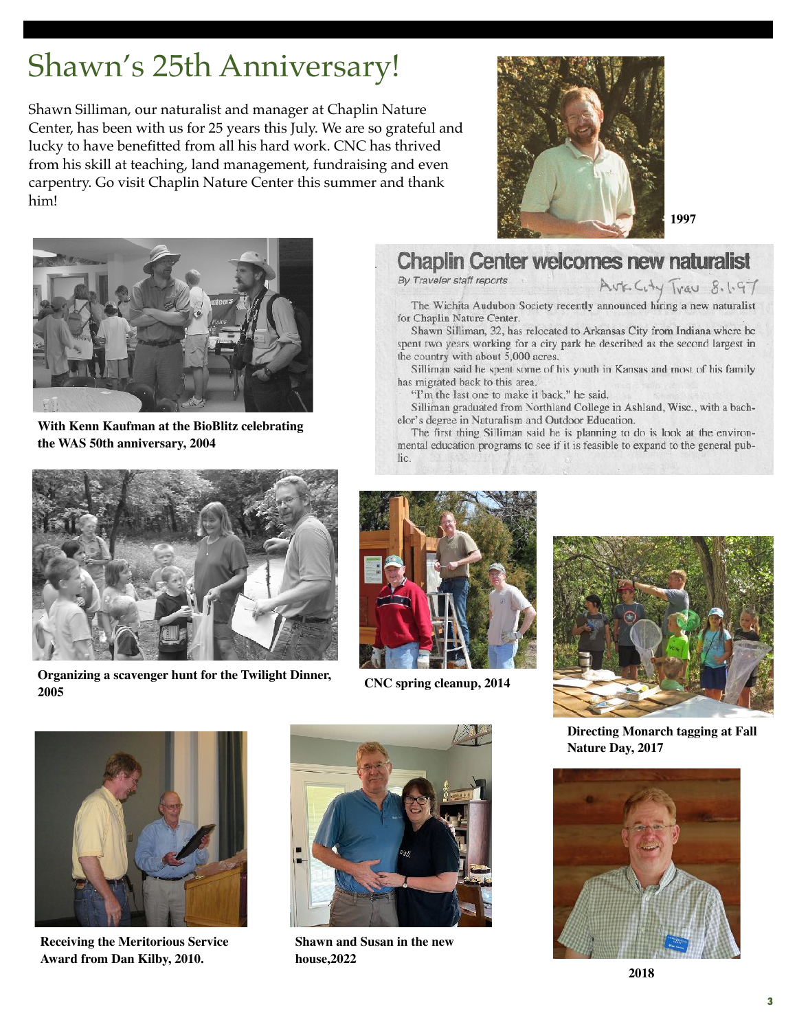# Shawn's 25th Anniversary!

Shawn Silliman, our naturalist and manager at Chaplin Nature Center, has been with us for 25 years this July. We are so grateful and lucky to have benefitted from all his hard work. CNC has thrived from his skill at teaching, land management, fundraising and even carpentry. Go visit Chaplin Nature Center this summer and thank him!

**1997**

**With Kenn Kaufman at the BioBlitz celebrating the WAS 50th anniversary, 2004**

## Chaplin Center welcomes new naturalist

*By Traveler staff reports*

Ark City Trav 8.1.97

The Wichita Audubon Society recently announced hiring a new naturalist for Chaplin Nature Center.

Shawn Silliman, 32, has relocated to Arkansas City from Indiana where he spent two years working for a city park he described as the second largest in the country with about 5,000 acres.

Silliman said he spent some of his youth in Kansas and most of his family has migrated back to this area.

"I'm the last one to make it back," he said.

Silliman graduated from Northland College in Ashland, Wisc., with a bachelor's degree in Naturalism and Outdoor Education.

The first thing Silliman said he is planning to do is look at the environmental education programs to see if it is feasible to expand to the general public.

**Organizing a scavenger hunt for the Twilight Dinner, 2005**

**CNC spring cleanup, 2014**

**Directing Monarch tagging at Fall Nature Day, 2017**

**Receiving the Meritorious Service Award from Dan Kilby, 2010.**

**Shawn and Susan in the new house,2022**

**2018**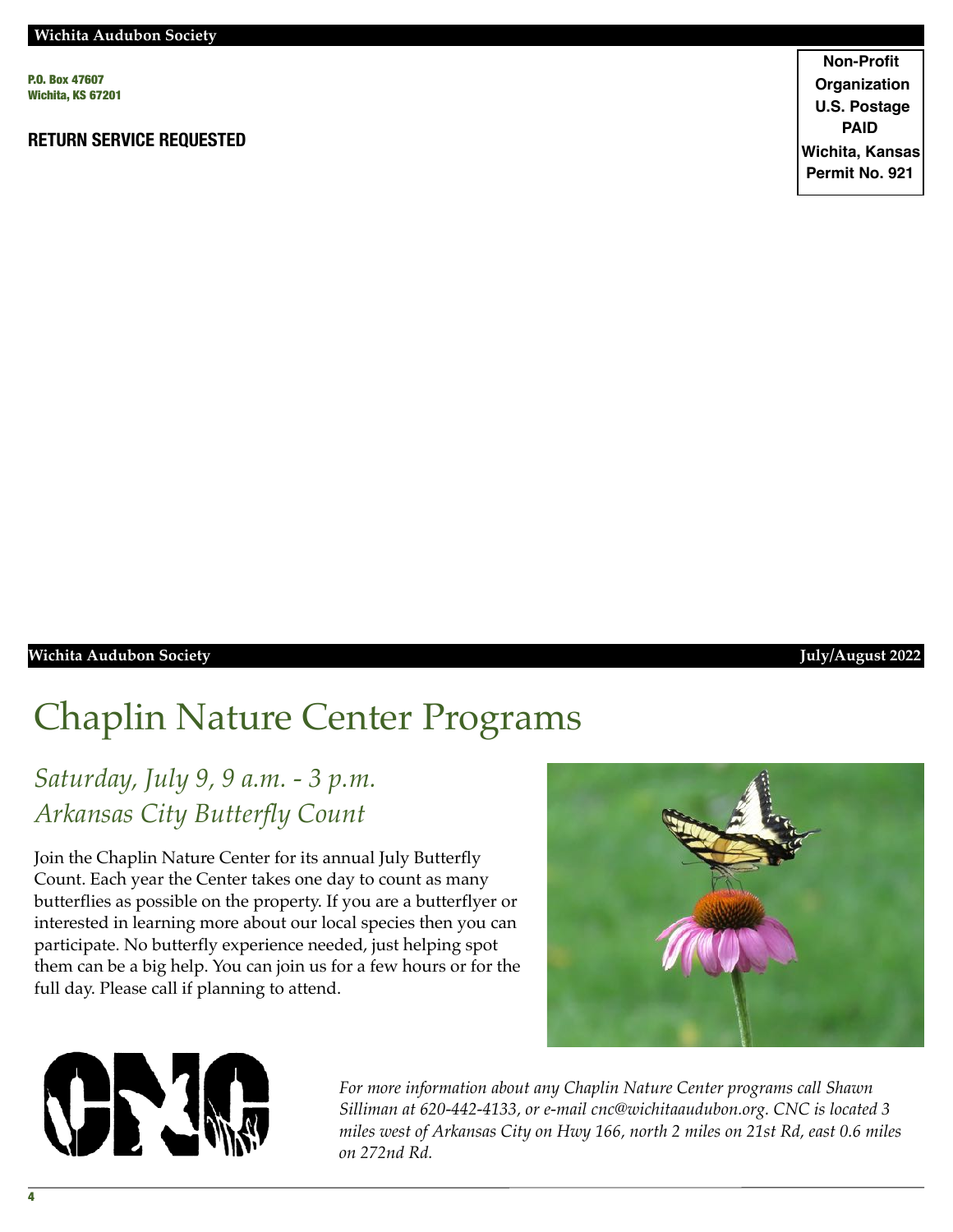Wichita Audubon Society

P.O. Box 47607
Wichita, KS 67201

**RETURN SERVICE REQUESTED**

**Non-Profit Organization U.S. Postage PAID Wichita, Kansas Permit No. 921**

# Chaplin Nature Center Programs

## *Saturday, July 9, 9 a.m. - 3 p.m.*
## *Arkansas City Butterfly Count*

Join the Chaplin Nature Center for its annual July Butterfly Count. Each year the Center takes one day to count as many butterflies as possible on the property. If you are a butterflyer or interested in learning more about our local species then you can participate. No butterfly experience needed, just helping spot them can be a big help. You can join us for a few hours or for the full day. Please call if planning to attend.

*For more information about any Chaplin Nature Center programs call Shawn Silliman at 620-442-4133, or e-mail cnc@wichitaaudubon.org. CNC is located 3 miles west of Arkansas City on Hwy 166, north 2 miles on 21st Rd, east 0.6 miles on 272nd Rd.*